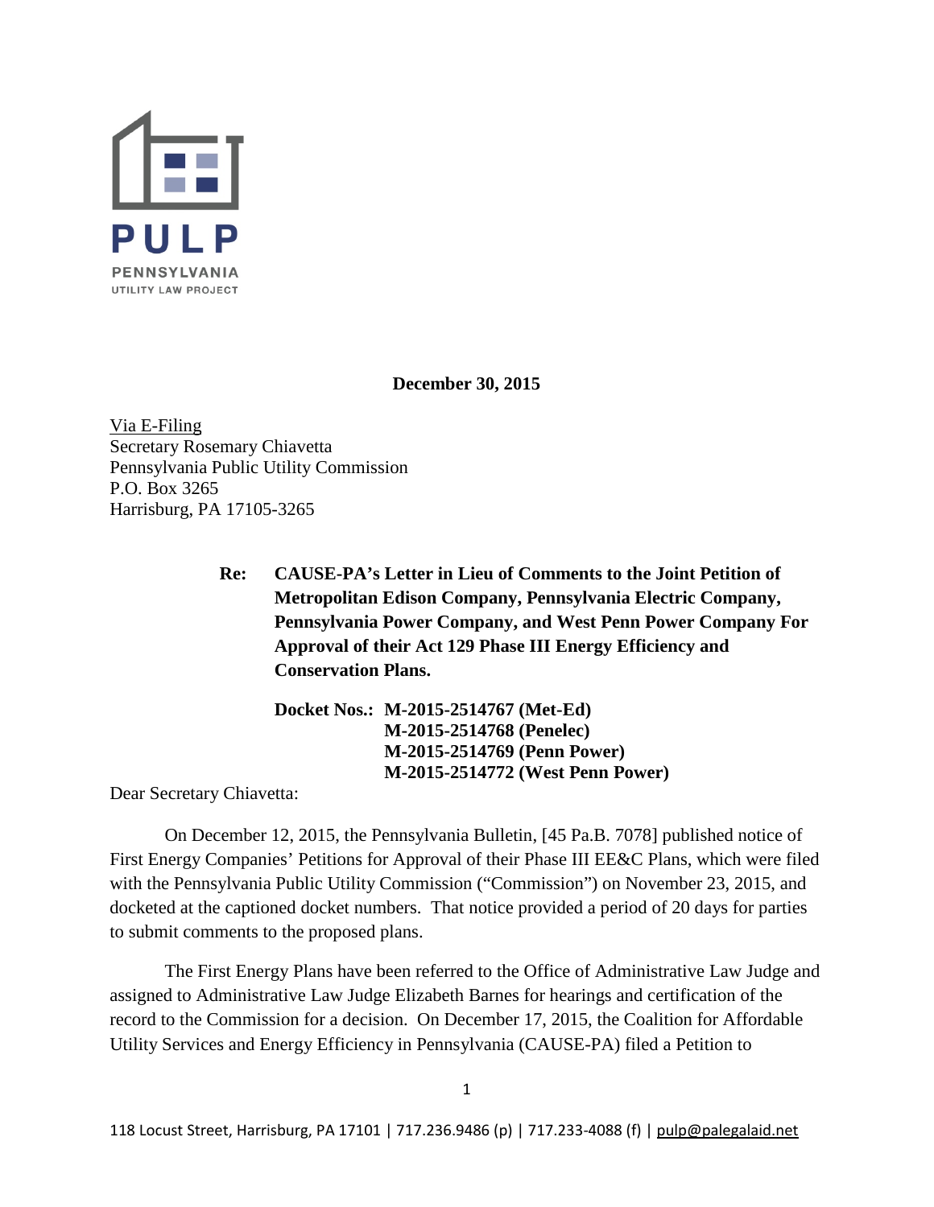PULP

PENNSYLVANIA
UTILITY LAW PROJECT

**December 30, 2015**

Via E-Filing
Secretary Rosemary Chiavetta
Pennsylvania Public Utility Commission
P.O. Box 3265
Harrisburg, PA 17105-3265

**Re: CAUSE-PA's Letter in Lieu of Comments to the Joint Petition of Metropolitan Edison Company, Pennsylvania Electric Company, Pennsylvania Power Company, and West Penn Power Company For Approval of their Act 129 Phase III Energy Efficiency and Conservation Plans.**

**Docket Nos.: M-2015-2514767 (Met-Ed)**
**M-2015-2514768 (Penelec)**
**M-2015-2514769 (Penn Power)**
**M-2015-2514772 (West Penn Power)**

Dear Secretary Chiavetta:

On December 12, 2015, the Pennsylvania Bulletin, [45 Pa.B. 7078] published notice of First Energy Companies' Petitions for Approval of their Phase III EE&C Plans, which were filed with the Pennsylvania Public Utility Commission ("Commission") on November 23, 2015, and docketed at the captioned docket numbers. That notice provided a period of 20 days for parties to submit comments to the proposed plans.

The First Energy Plans have been referred to the Office of Administrative Law Judge and assigned to Administrative Law Judge Elizabeth Barnes for hearings and certification of the record to the Commission for a decision. On December 17, 2015, the Coalition for Affordable Utility Services and Energy Efficiency in Pennsylvania (CAUSE-PA) filed a Petition to

118 Locust Street, Harrisburg, PA 17101 | 717.236.9486 (p) | 717.233-4088 (f) | pulp@palegalaid.net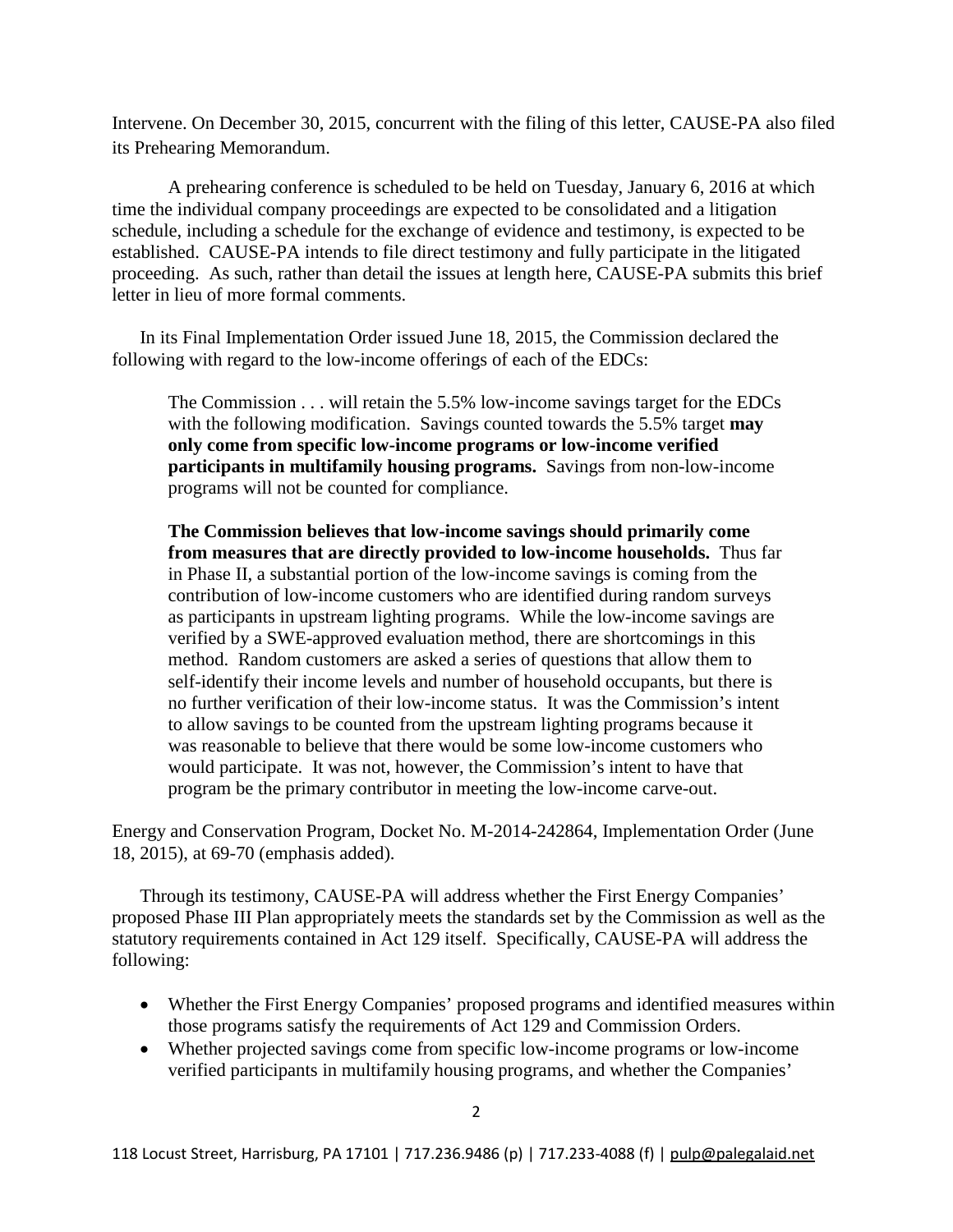Intervene. On December 30, 2015, concurrent with the filing of this letter, CAUSE-PA also filed its Prehearing Memorandum.

A prehearing conference is scheduled to be held on Tuesday, January 6, 2016 at which time the individual company proceedings are expected to be consolidated and a litigation schedule, including a schedule for the exchange of evidence and testimony, is expected to be established. CAUSE-PA intends to file direct testimony and fully participate in the litigated proceeding. As such, rather than detail the issues at length here, CAUSE-PA submits this brief letter in lieu of more formal comments.

In its Final Implementation Order issued June 18, 2015, the Commission declared the following with regard to the low-income offerings of each of the EDCs:

> The Commission . . . will retain the 5.5% low-income savings target for the EDCs with the following modification. Savings counted towards the 5.5% target **may only come from specific low-income programs or low-income verified participants in multifamily housing programs.** Savings from non-low-income programs will not be counted for compliance.
>
> **The Commission believes that low-income savings should primarily come from measures that are directly provided to low-income households.** Thus far in Phase II, a substantial portion of the low-income savings is coming from the contribution of low-income customers who are identified during random surveys as participants in upstream lighting programs. While the low-income savings are verified by a SWE-approved evaluation method, there are shortcomings in this method. Random customers are asked a series of questions that allow them to self-identify their income levels and number of household occupants, but there is no further verification of their low-income status. It was the Commission's intent to allow savings to be counted from the upstream lighting programs because it was reasonable to believe that there would be some low-income customers who would participate. It was not, however, the Commission's intent to have that program be the primary contributor in meeting the low-income carve-out.

Energy and Conservation Program, Docket No. M-2014-242864, Implementation Order (June 18, 2015), at 69-70 (emphasis added).

Through its testimony, CAUSE-PA will address whether the First Energy Companies' proposed Phase III Plan appropriately meets the standards set by the Commission as well as the statutory requirements contained in Act 129 itself. Specifically, CAUSE-PA will address the following:

- Whether the First Energy Companies' proposed programs and identified measures within those programs satisfy the requirements of Act 129 and Commission Orders.
- Whether projected savings come from specific low-income programs or low-income verified participants in multifamily housing programs, and whether the Companies'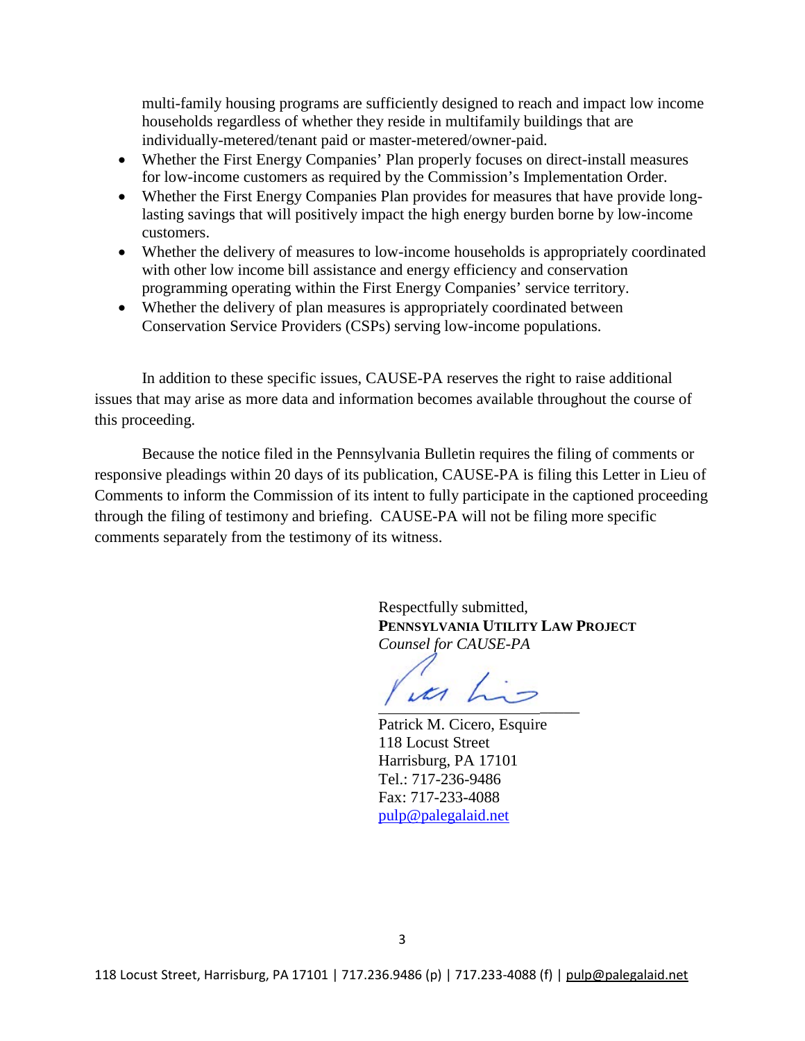multi-family housing programs are sufficiently designed to reach and impact low income households regardless of whether they reside in multifamily buildings that are individually-metered/tenant paid or master-metered/owner-paid.

- Whether the First Energy Companies' Plan properly focuses on direct-install measures for low-income customers as required by the Commission's Implementation Order.
- Whether the First Energy Companies Plan provides for measures that have provide long-lasting savings that will positively impact the high energy burden borne by low-income customers.
- Whether the delivery of measures to low-income households is appropriately coordinated with other low income bill assistance and energy efficiency and conservation programming operating within the First Energy Companies' service territory.
- Whether the delivery of plan measures is appropriately coordinated between Conservation Service Providers (CSPs) serving low-income populations.

In addition to these specific issues, CAUSE-PA reserves the right to raise additional issues that may arise as more data and information becomes available throughout the course of this proceeding.

Because the notice filed in the Pennsylvania Bulletin requires the filing of comments or responsive pleadings within 20 days of its publication, CAUSE-PA is filing this Letter in Lieu of Comments to inform the Commission of its intent to fully participate in the captioned proceeding through the filing of testimony and briefing. CAUSE-PA will not be filing more specific comments separately from the testimony of its witness.

Respectfully submitted,
**PENNSYLVANIA UTILITY LAW PROJECT**
*Counsel for CAUSE-PA*

Patrick M. Cicero, Esquire
118 Locust Street
Harrisburg, PA 17101
Tel.: 717-236-9486
Fax: 717-233-4088
pulp@palegalaid.net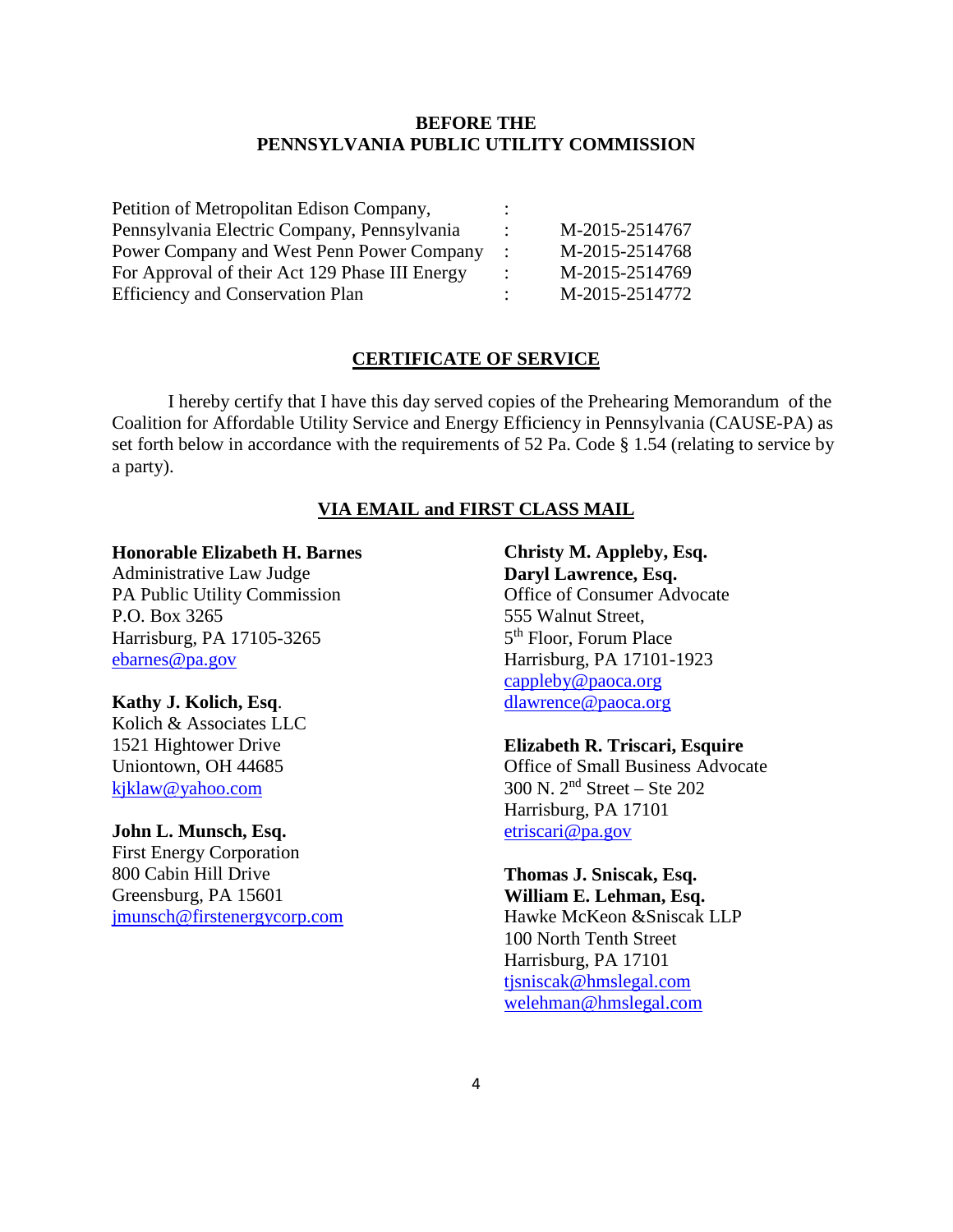**BEFORE THE**
**PENNSYLVANIA PUBLIC UTILITY COMMISSION**

| | | |
|---|---|---|
| Petition of Metropolitan Edison Company, | : | |
| Pennsylvania Electric Company, Pennsylvania | : | M-2015-2514767 |
| Power Company and West Penn Power Company | : | M-2015-2514768 |
| For Approval of their Act 129 Phase III Energy | : | M-2015-2514769 |
| Efficiency and Conservation Plan | : | M-2015-2514772 |

## CERTIFICATE OF SERVICE

I hereby certify that I have this day served copies of the Prehearing Memorandum of the Coalition for Affordable Utility Service and Energy Efficiency in Pennsylvania (CAUSE-PA) as set forth below in accordance with the requirements of 52 Pa. Code § 1.54 (relating to service by a party).

### VIA EMAIL and FIRST CLASS MAIL

**Honorable Elizabeth H. Barnes**
Administrative Law Judge
PA Public Utility Commission
P.O. Box 3265
Harrisburg, PA 17105-3265
ebarnes@pa.gov

**Kathy J. Kolich, Esq**.
Kolich & Associates LLC
1521 Hightower Drive
Uniontown, OH 44685
kjklaw@yahoo.com

**John L. Munsch, Esq.**
First Energy Corporation
800 Cabin Hill Drive
Greensburg, PA 15601
jmunsch@firstenergycorp.com

**Christy M. Appleby, Esq.**
**Daryl Lawrence, Esq.**
Office of Consumer Advocate
555 Walnut Street,
5th Floor, Forum Place
Harrisburg, PA 17101-1923
cappleby@paoca.org
dlawrence@paoca.org

**Elizabeth R. Triscari, Esquire**
Office of Small Business Advocate
300 N. 2nd Street – Ste 202
Harrisburg, PA 17101
etriscari@pa.gov

**Thomas J. Sniscak, Esq.**
**William E. Lehman, Esq.**
Hawke McKeon &Sniscak LLP
100 North Tenth Street
Harrisburg, PA 17101
tjsniscak@hmslegal.com
welehman@hmslegal.com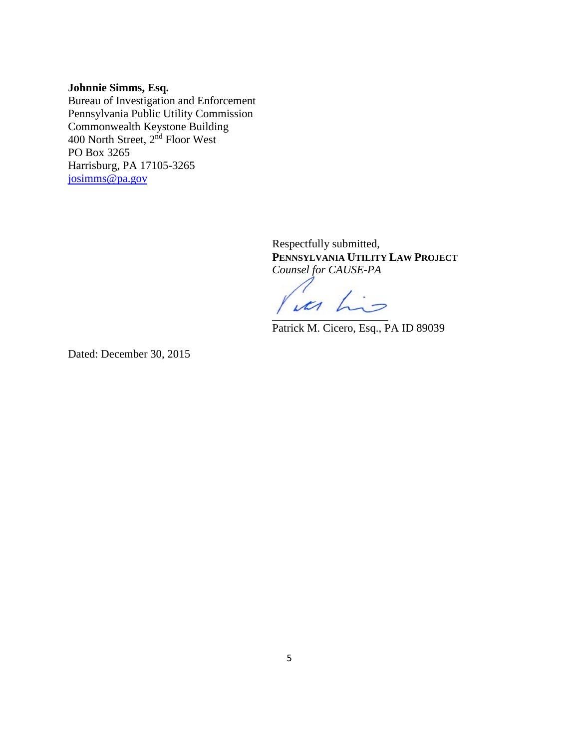**Johnnie Simms, Esq.**
Bureau of Investigation and Enforcement
Pennsylvania Public Utility Commission
Commonwealth Keystone Building
400 North Street, 2nd Floor West
PO Box 3265
Harrisburg, PA 17105-3265
josimms@pa.gov

Respectfully submitted,
**PENNSYLVANIA UTILITY LAW PROJECT**
*Counsel for CAUSE-PA*

_________________________
Patrick M. Cicero, Esq., PA ID 89039

Dated: December 30, 2015